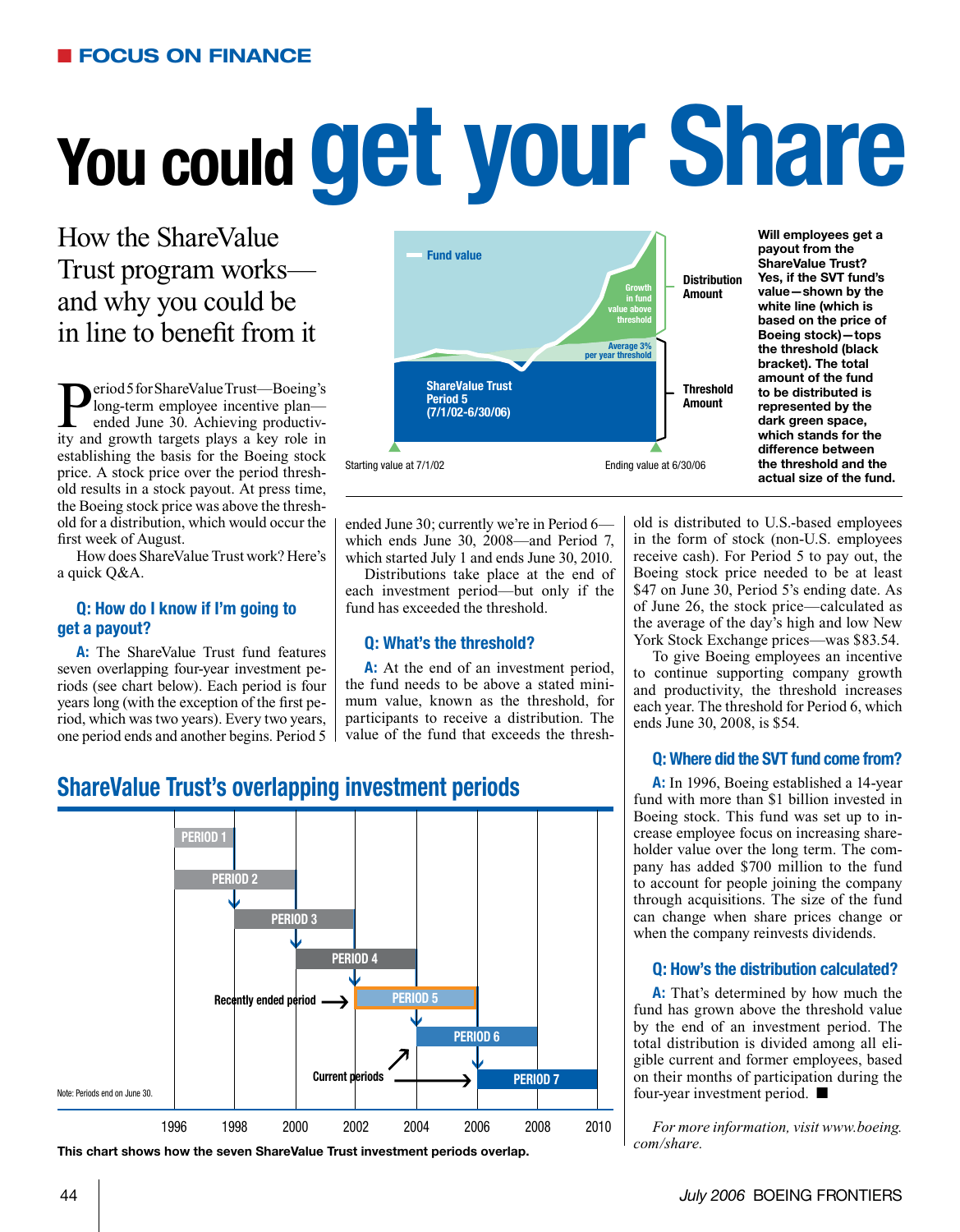**FOCUS ON FINANCE**

# You could get your Share

## How the ShareValue Trust program works—and why you could be in line to benefit from it

Fund value

Growth in fund value above threshold

Average 3% per year threshold

ShareValue Trust Period 5 (7/1/02-6/30/06)

Distribution Amount

Threshold Amount

Starting value at 7/1/02

Ending value at 6/30/06

**Will employees get a payout from the ShareValue Trust? Yes, if the SVT fund's value—shown by the white line (which is based on the price of Boeing stock)—tops the threshold (black bracket). The total amount of the fund to be distributed is represented by the dark green space, which stands for the difference between the threshold and the actual size of the fund.**

Period 5 for ShareValue Trust—Boeing's long-term employee incentive plan—ended June 30. Achieving productivity and growth targets plays a key role in establishing the basis for the Boeing stock price. A stock price over the period threshold results in a stock payout. At press time, the Boeing stock price was above the threshold for a distribution, which would occur the first week of August.

How does ShareValue Trust work? Here's a quick Q&A.

### Q: How do I know if I'm going to get a payout?

**A:** The ShareValue Trust fund features seven overlapping four-year investment periods (see chart below). Each period is four years long (with the exception of the first period, which was two years). Every two years, one period ends and another begins. Period 5 ended June 30; currently we're in Period 6—which ends June 30, 2008—and Period 7, which started July 1 and ends June 30, 2010.

Distributions take place at the end of each investment period—but only if the fund has exceeded the threshold.

### Q: What's the threshold?

**A:** At the end of an investment period, the fund needs to be above a stated minimum value, known as the threshold, for participants to receive a distribution. The value of the fund that exceeds the threshold is distributed to U.S.-based employees in the form of stock (non-U.S. employees receive cash). For Period 5 to pay out, the Boeing stock price needed to be at least $47 on June 30, Period 5's ending date. As of June 26, the stock price—calculated as the average of the day's high and low New York Stock Exchange prices—was $83.54.

To give Boeing employees an incentive to continue supporting company growth and productivity, the threshold increases each year. The threshold for Period 6, which ends June 30, 2008, is $54.

### Q: Where did the SVT fund come from?

**A:** In 1996, Boeing established a 14-year fund with more than $1 billion invested in Boeing stock. This fund was set up to increase employee focus on increasing shareholder value over the long term. The company has added $700 million to the fund to account for people joining the company through acquisitions. The size of the fund can change when share prices change or when the company reinvests dividends.

### Q: How's the distribution calculated?

**A:** That's determined by how much the fund has grown above the threshold value by the end of an investment period. The total distribution is divided among all eligible current and former employees, based on their months of participation during the four-year investment period. ■

*For more information, visit www.boeing.com/share.*

## ShareValue Trust's overlapping investment periods

PERIOD 1 · PERIOD 2 · PERIOD 3 · PERIOD 4 · PERIOD 5 (Recently ended period) · PERIOD 6 · PERIOD 7 (Current periods)

1996 · 1998 · 2000 · 2002 · 2004 · 2006 · 2008 · 2010

Note: Periods end on June 30.

**This chart shows how the seven ShareValue Trust investment periods overlap.**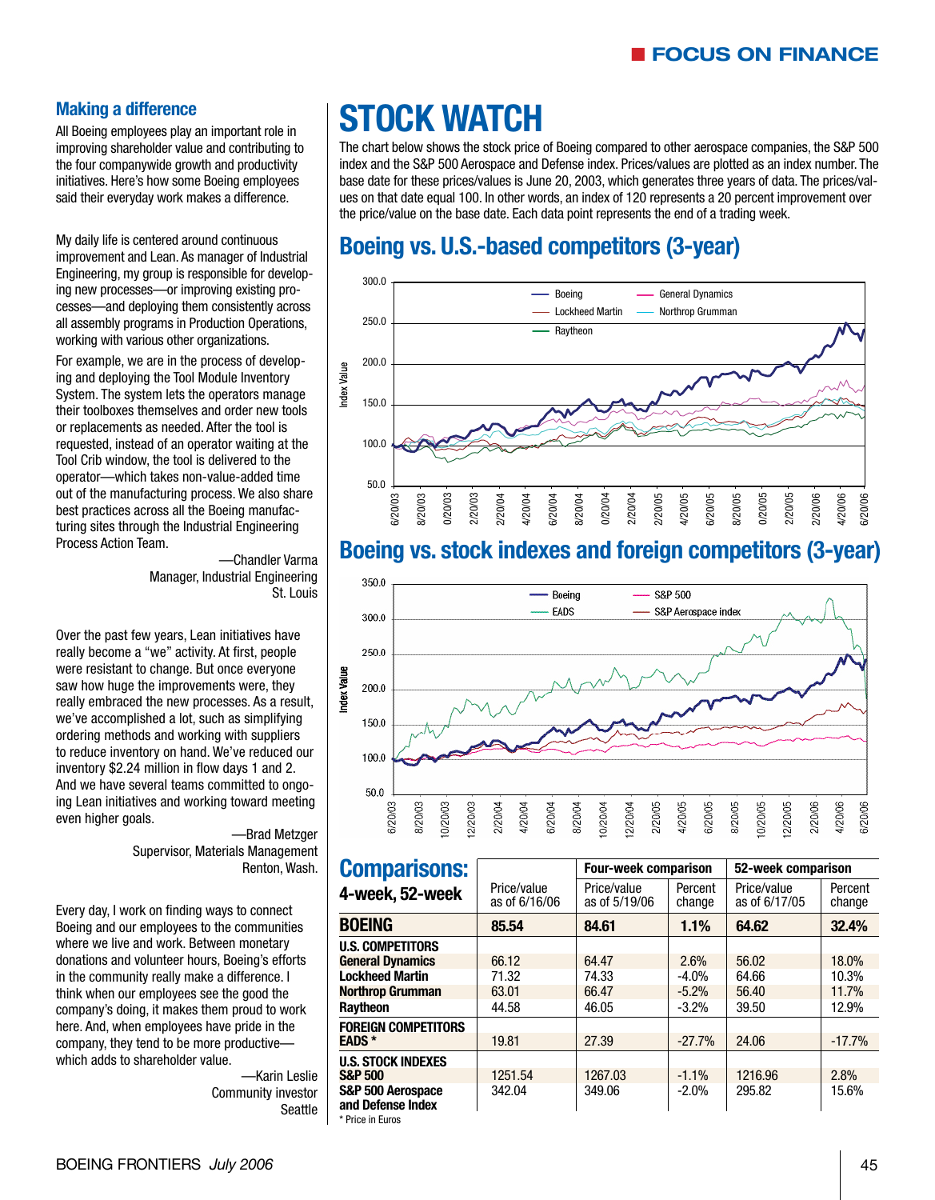## Making a difference

All Boeing employees play an important role in improving shareholder value and contributing to the four companywide growth and productivity initiatives. Here's how some Boeing employees said their everyday work makes a difference.

My daily life is centered around continuous improvement and Lean. As manager of Industrial Engineering, my group is responsible for developing new processes—or improving existing processes—and deploying them consistently across all assembly programs in Production Operations, working with various other organizations.

For example, we are in the process of developing and deploying the Tool Module Inventory System. The system lets the operators manage their toolboxes themselves and order new tools or replacements as needed. After the tool is requested, instead of an operator waiting at the Tool Crib window, the tool is delivered to the operator—which takes non-value-added time out of the manufacturing process. We also share best practices across all the Boeing manufacturing sites through the Industrial Engineering Process Action Team.

—Chandler Varma
Manager, Industrial Engineering
St. Louis

Over the past few years, Lean initiatives have really become a "we" activity. At first, people were resistant to change. But once everyone saw how huge the improvements were, they really embraced the new processes. As a result, we've accomplished a lot, such as simplifying ordering methods and working with suppliers to reduce inventory on hand. We've reduced our inventory $2.24 million in flow days 1 and 2. And we have several teams committed to ongoing Lean initiatives and working toward meeting even higher goals.

—Brad Metzger
Supervisor, Materials Management
Renton, Wash.

Every day, I work on finding ways to connect Boeing and our employees to the communities where we live and work. Between monetary donations and volunteer hours, Boeing's efforts in the community really make a difference. I think when our employees see the good the company's doing, it makes them proud to work here. And, when employees have pride in the company, they tend to be more productive—which adds to shareholder value.

—Karin Leslie
Community investor
Seattle

# STOCK WATCH

The chart below shows the stock price of Boeing compared to other aerospace companies, the S&P 500 index and the S&P 500 Aerospace and Defense index. Prices/values are plotted as an index number. The base date for these prices/values is June 20, 2003, which generates three years of data. The prices/values on that date equal 100. In other words, an index of 120 represents a 20 percent improvement over the price/value on the base date. Each data point represents the end of a trading week.

## Boeing vs. U.S.-based competitors (3-year)

Index Value
300.0
250.0
200.0
150.0
100.0
50.0
Boeing
Lockheed Martin
Raytheon
General Dynamics
Northrop Grumman
6/20/03 8/20/03 0/20/03 2/20/03 2/20/04 4/20/04 6/20/04 8/20/04 0/20/04 2/20/04 2/20/05 4/20/05 6/20/05 8/20/05 0/20/05 2/20/05 2/20/06 4/20/06 6/20/06

## Boeing vs. stock indexes and foreign competitors (3-year)

Index Value
350.0
300.0
250.0
200.0
150.0
100.0
50.0
Boeing
EADS
S&P 500
S&P Aerospace index
6/20/03 8/20/03 10/20/03 12/20/03 2/20/04 4/20/04 6/20/04 8/20/04 10/20/04 12/20/04 2/20/05 4/20/05 6/20/05 8/20/05 10/20/05 12/20/05 2/20/06 4/20/06 6/20/06

## Comparisons: 4-week, 52-week

| | Price/value as of 6/16/06 | Four-week comparison | | 52-week comparison | |
|---|---|---|---|---|---|
| | | Price/value as of 5/19/06 | Percent change | Price/value as of 6/17/05 | Percent change |
| **BOEING** | **85.54** | **84.61** | **1.1%** | **64.62** | **32.4%** |
| **U.S. COMPETITORS** | | | | | |
| **General Dynamics** | 66.12 | 64.47 | 2.6% | 56.02 | 18.0% |
| **Lockheed Martin** | 71.32 | 74.33 | -4.0% | 64.66 | 10.3% |
| **Northrop Grumman** | 63.01 | 66.47 | -5.2% | 56.40 | 11.7% |
| **Raytheon** | 44.58 | 46.05 | -3.2% | 39.50 | 12.9% |
| **FOREIGN COMPETITORS** | | | | | |
| **EADS *** | 19.81 | 27.39 | -27.7% | 24.06 | -17.7% |
| **U.S. STOCK INDEXES** | | | | | |
| **S&P 500** | 1251.54 | 1267.03 | -1.1% | 1216.96 | 2.8% |
| **S&P 500 Aerospace and Defense Index** | 342.04 | 349.06 | -2.0% | 295.82 | 15.6% |

* Price in Euros